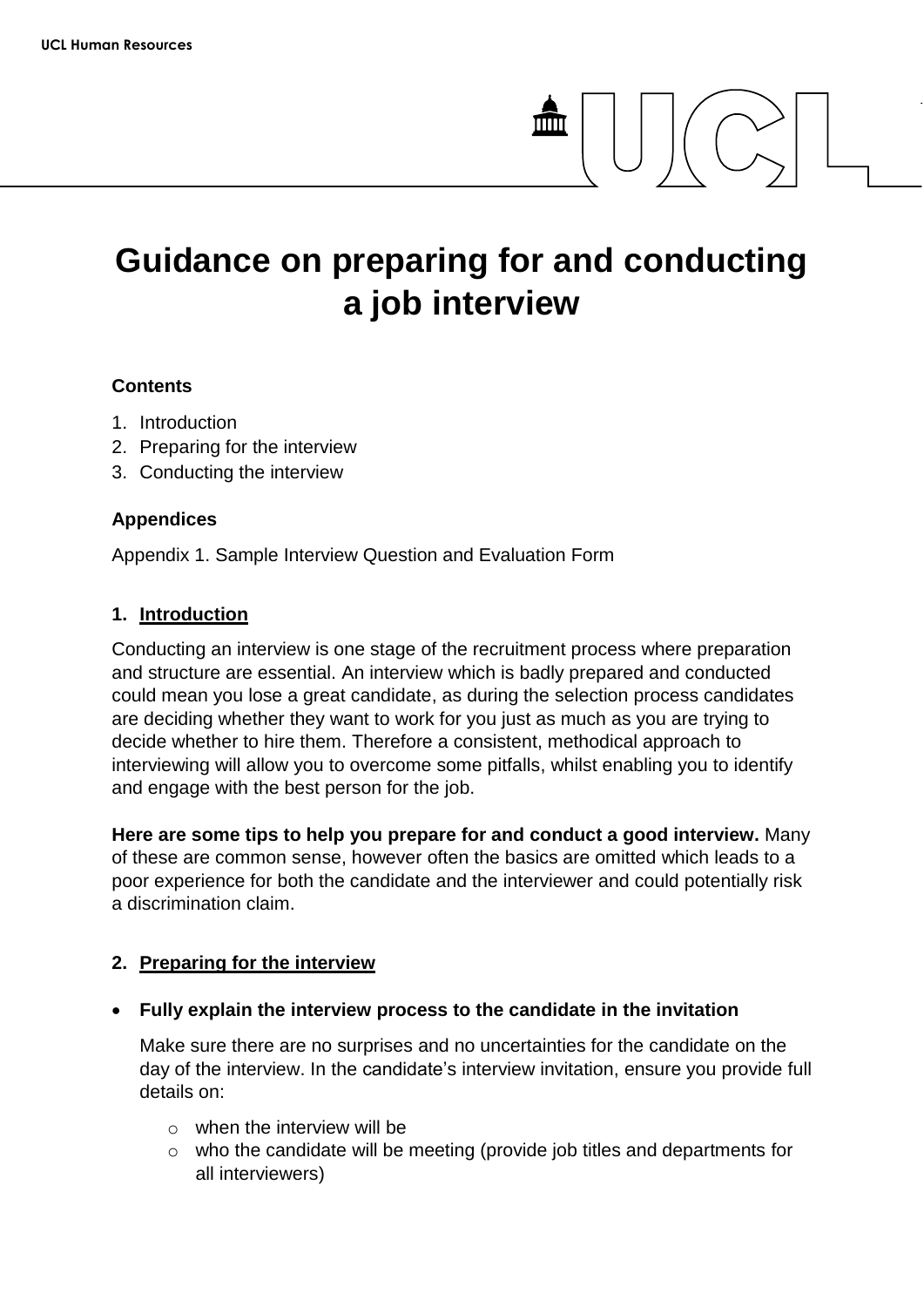# Guidance on preparing for and conducting a job interview

**Contents**

1. Introduction
2. Preparing for the interview
3. Conducting the interview

**Appendices**

Appendix 1. Sample Interview Question and Evaluation Form

## 1. Introduction

Conducting an interview is one stage of the recruitment process where preparation and structure are essential. An interview which is badly prepared and conducted could mean you lose a great candidate, as during the selection process candidates are deciding whether they want to work for you just as much as you are trying to decide whether to hire them. Therefore a consistent, methodical approach to interviewing will allow you to overcome some pitfalls, whilst enabling you to identify and engage with the best person for the job.

**Here are some tips to help you prepare for and conduct a good interview.** Many of these are common sense, however often the basics are omitted which leads to a poor experience for both the candidate and the interviewer and could potentially risk a discrimination claim.

## 2. Preparing for the interview

- **Fully explain the interview process to the candidate in the invitation**

  Make sure there are no surprises and no uncertainties for the candidate on the day of the interview. In the candidate's interview invitation, ensure you provide full details on:

  - when the interview will be
  - who the candidate will be meeting (provide job titles and departments for all interviewers)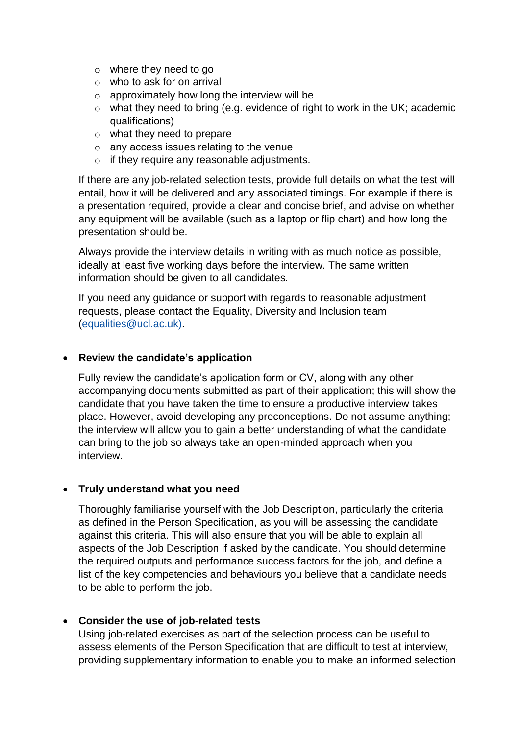- where they need to go
  - who to ask for on arrival
  - approximately how long the interview will be
  - what they need to bring (e.g. evidence of right to work in the UK; academic qualifications)
  - what they need to prepare
  - any access issues relating to the venue
  - if they require any reasonable adjustments.

  If there are any job-related selection tests, provide full details on what the test will entail, how it will be delivered and any associated timings. For example if there is a presentation required, provide a clear and concise brief, and advise on whether any equipment will be available (such as a laptop or flip chart) and how long the presentation should be.

  Always provide the interview details in writing with as much notice as possible, ideally at least five working days before the interview. The same written information should be given to all candidates.

  If you need any guidance or support with regards to reasonable adjustment requests, please contact the Equality, Diversity and Inclusion team (equalities@ucl.ac.uk).

- **Review the candidate's application**

  Fully review the candidate's application form or CV, along with any other accompanying documents submitted as part of their application; this will show the candidate that you have taken the time to ensure a productive interview takes place. However, avoid developing any preconceptions. Do not assume anything; the interview will allow you to gain a better understanding of what the candidate can bring to the job so always take an open-minded approach when you interview.

- **Truly understand what you need**

  Thoroughly familiarise yourself with the Job Description, particularly the criteria as defined in the Person Specification, as you will be assessing the candidate against this criteria. This will also ensure that you will be able to explain all aspects of the Job Description if asked by the candidate. You should determine the required outputs and performance success factors for the job, and define a list of the key competencies and behaviours you believe that a candidate needs to be able to perform the job.

- **Consider the use of job-related tests**

  Using job-related exercises as part of the selection process can be useful to assess elements of the Person Specification that are difficult to test at interview, providing supplementary information to enable you to make an informed selection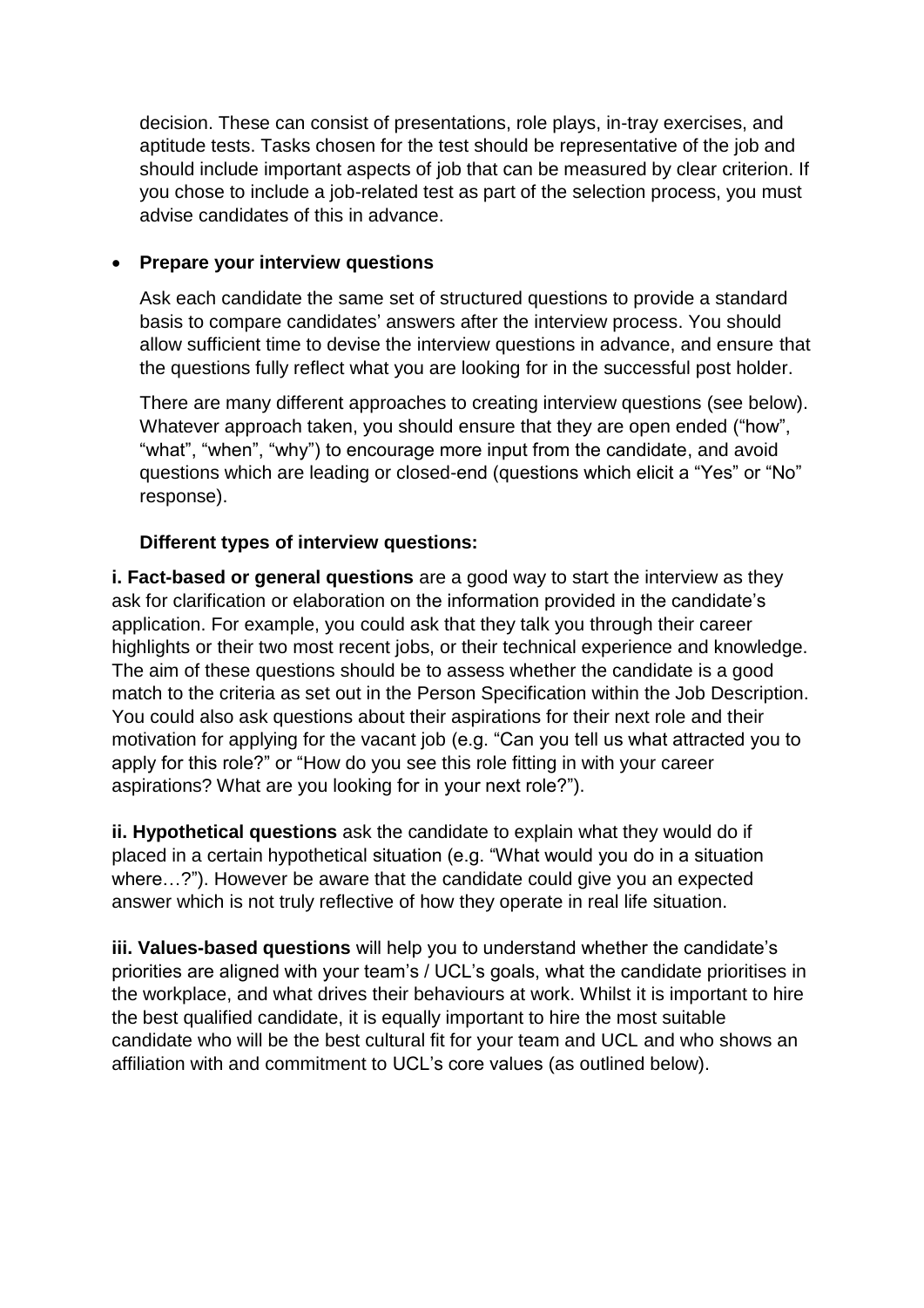decision. These can consist of presentations, role plays, in-tray exercises, and aptitude tests. Tasks chosen for the test should be representative of the job and should include important aspects of job that can be measured by clear criterion. If you chose to include a job-related test as part of the selection process, you must advise candidates of this in advance.

- **Prepare your interview questions**

  Ask each candidate the same set of structured questions to provide a standard basis to compare candidates' answers after the interview process. You should allow sufficient time to devise the interview questions in advance, and ensure that the questions fully reflect what you are looking for in the successful post holder.

  There are many different approaches to creating interview questions (see below). Whatever approach taken, you should ensure that they are open ended ("how", "what", "when", "why") to encourage more input from the candidate, and avoid questions which are leading or closed-end (questions which elicit a "Yes" or "No" response).

  **Different types of interview questions:**

**i. Fact-based or general questions** are a good way to start the interview as they ask for clarification or elaboration on the information provided in the candidate's application. For example, you could ask that they talk you through their career highlights or their two most recent jobs, or their technical experience and knowledge. The aim of these questions should be to assess whether the candidate is a good match to the criteria as set out in the Person Specification within the Job Description. You could also ask questions about their aspirations for their next role and their motivation for applying for the vacant job (e.g. "Can you tell us what attracted you to apply for this role?" or "How do you see this role fitting in with your career aspirations? What are you looking for in your next role?").

**ii. Hypothetical questions** ask the candidate to explain what they would do if placed in a certain hypothetical situation (e.g. "What would you do in a situation where…?"). However be aware that the candidate could give you an expected answer which is not truly reflective of how they operate in real life situation.

**iii. Values-based questions** will help you to understand whether the candidate's priorities are aligned with your team's / UCL's goals, what the candidate prioritises in the workplace, and what drives their behaviours at work. Whilst it is important to hire the best qualified candidate, it is equally important to hire the most suitable candidate who will be the best cultural fit for your team and UCL and who shows an affiliation with and commitment to UCL's core values (as outlined below).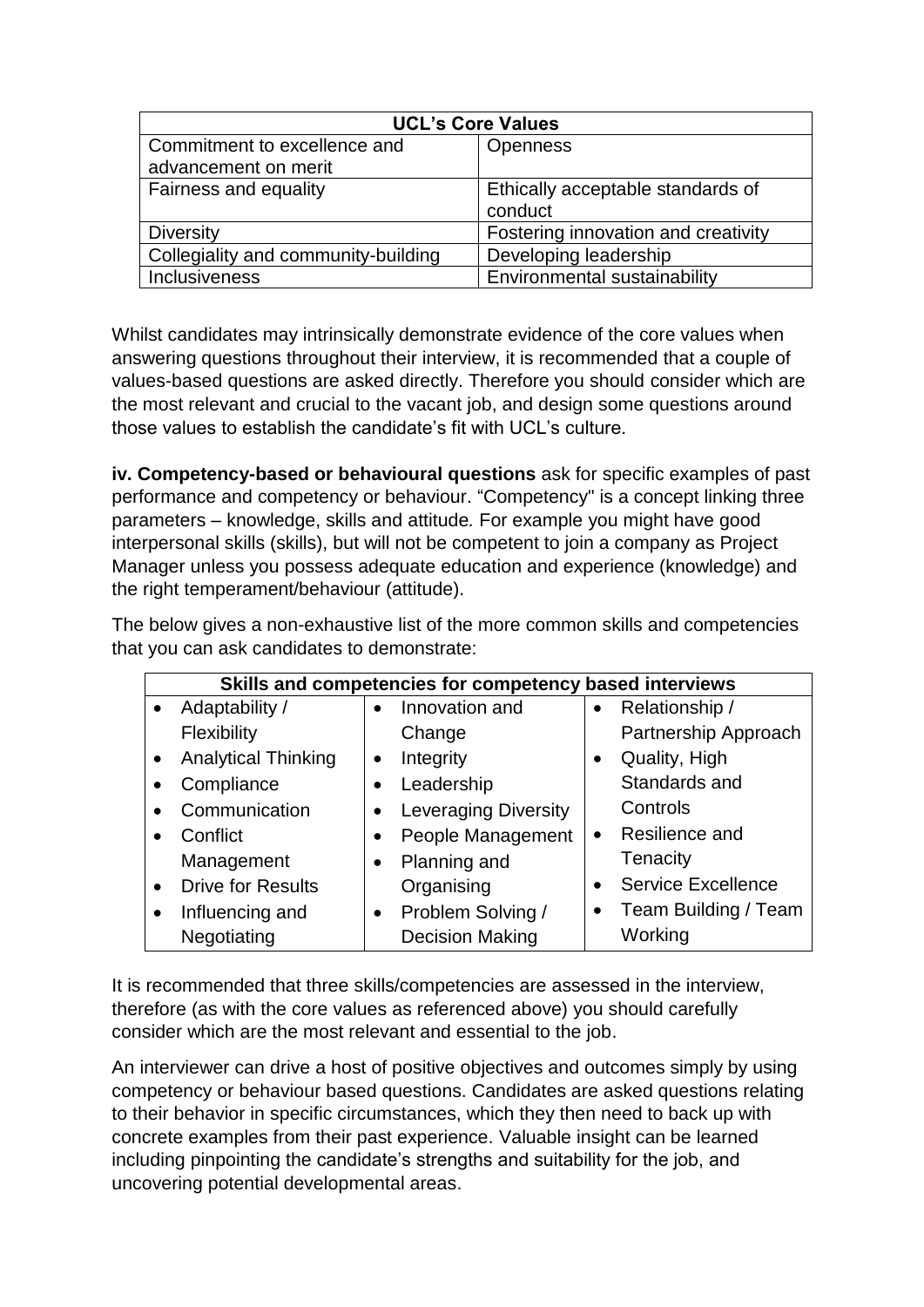| UCL's Core Values | |
|---|---|
| Commitment to excellence and advancement on merit | Openness |
| Fairness and equality | Ethically acceptable standards of conduct |
| Diversity | Fostering innovation and creativity |
| Collegiality and community-building | Developing leadership |
| Inclusiveness | Environmental sustainability |

Whilst candidates may intrinsically demonstrate evidence of the core values when answering questions throughout their interview, it is recommended that a couple of values-based questions are asked directly. Therefore you should consider which are the most relevant and crucial to the vacant job, and design some questions around those values to establish the candidate's fit with UCL's culture.

**iv. Competency-based or behavioural questions** ask for specific examples of past performance and competency or behaviour. "Competency" is a concept linking three parameters – knowledge, skills and attitude. For example you might have good interpersonal skills (skills), but will not be competent to join a company as Project Manager unless you possess adequate education and experience (knowledge) and the right temperament/behaviour (attitude).

The below gives a non-exhaustive list of the more common skills and competencies that you can ask candidates to demonstrate:

| Skills and competencies for competency based interviews | | |
|---|---|---|
| • Adaptability / Flexibility<br>• Analytical Thinking<br>• Compliance<br>• Communication<br>• Conflict Management<br>• Drive for Results<br>• Influencing and Negotiating | • Innovation and Change<br>• Integrity<br>• Leadership<br>• Leveraging Diversity<br>• People Management<br>• Planning and Organising<br>• Problem Solving / Decision Making | • Relationship / Partnership Approach<br>• Quality, High Standards and Controls<br>• Resilience and Tenacity<br>• Service Excellence<br>• Team Building / Team Working |

It is recommended that three skills/competencies are assessed in the interview, therefore (as with the core values as referenced above) you should carefully consider which are the most relevant and essential to the job.

An interviewer can drive a host of positive objectives and outcomes simply by using competency or behaviour based questions. Candidates are asked questions relating to their behavior in specific circumstances, which they then need to back up with concrete examples from their past experience. Valuable insight can be learned including pinpointing the candidate's strengths and suitability for the job, and uncovering potential developmental areas.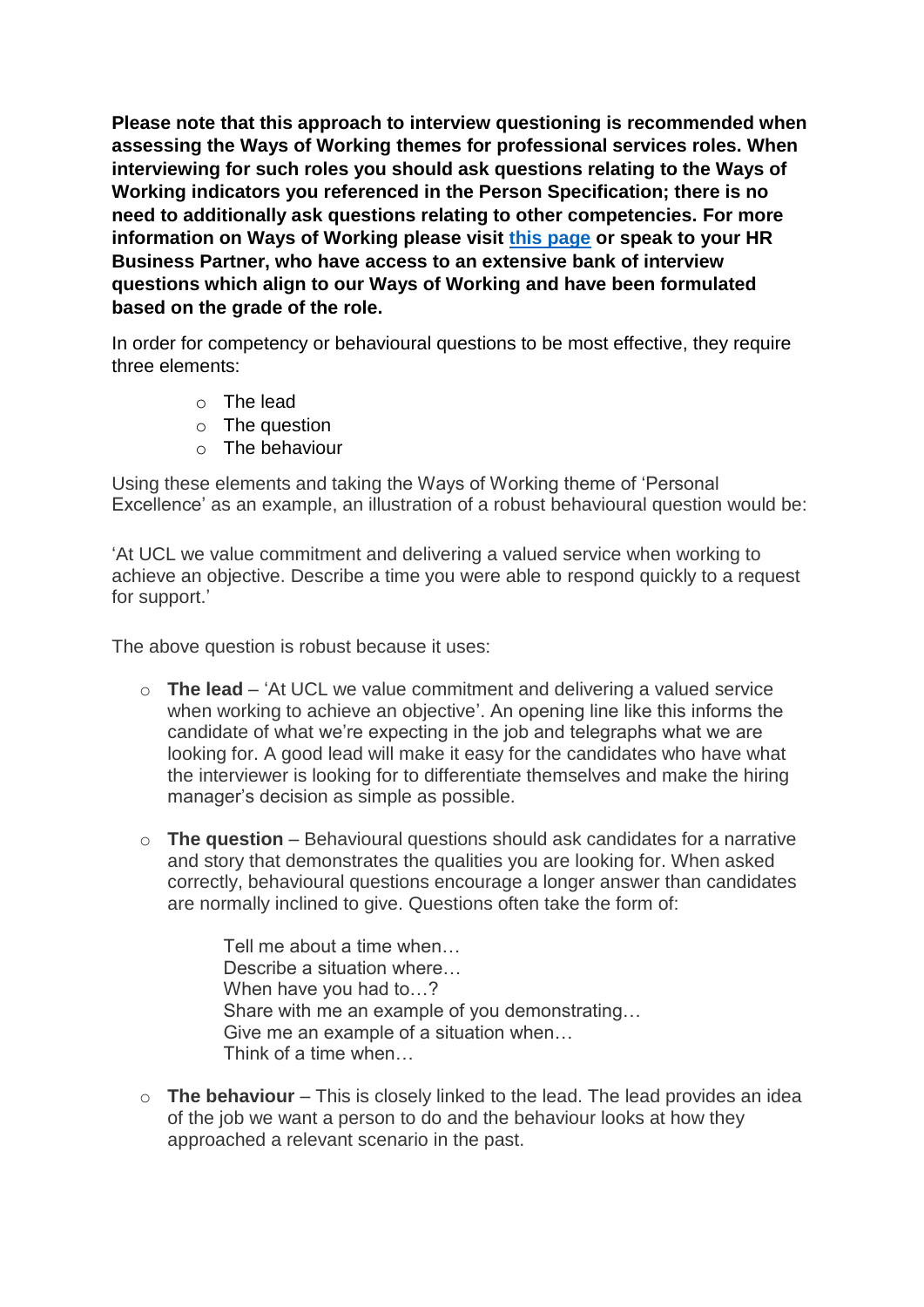**Please note that this approach to interview questioning is recommended when assessing the Ways of Working themes for professional services roles. When interviewing for such roles you should ask questions relating to the Ways of Working indicators you referenced in the Person Specification; there is no need to additionally ask questions relating to other competencies. For more information on Ways of Working please visit [this page] or speak to your HR Business Partner, who have access to an extensive bank of interview questions which align to our Ways of Working and have been formulated based on the grade of the role.**

In order for competency or behavioural questions to be most effective, they require three elements:

- The lead
- The question
- The behaviour

Using these elements and taking the Ways of Working theme of 'Personal Excellence' as an example, an illustration of a robust behavioural question would be:

'At UCL we value commitment and delivering a valued service when working to achieve an objective. Describe a time you were able to respond quickly to a request for support.'

The above question is robust because it uses:

- **The lead** – 'At UCL we value commitment and delivering a valued service when working to achieve an objective'. An opening line like this informs the candidate of what we're expecting in the job and telegraphs what we are looking for. A good lead will make it easy for the candidates who have what the interviewer is looking for to differentiate themselves and make the hiring manager's decision as simple as possible.

- **The question** – Behavioural questions should ask candidates for a narrative and story that demonstrates the qualities you are looking for. When asked correctly, behavioural questions encourage a longer answer than candidates are normally inclined to give. Questions often take the form of:

  Tell me about a time when…
  Describe a situation where…
  When have you had to…?
  Share with me an example of you demonstrating…
  Give me an example of a situation when…
  Think of a time when…

- **The behaviour** – This is closely linked to the lead. The lead provides an idea of the job we want a person to do and the behaviour looks at how they approached a relevant scenario in the past.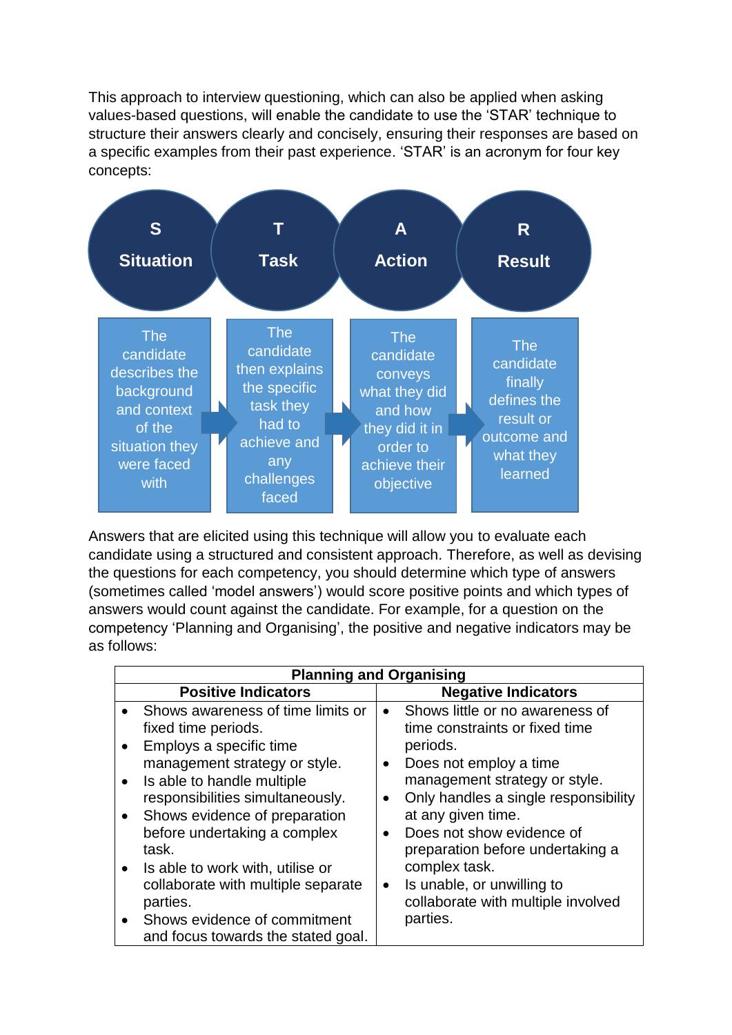This approach to interview questioning, which can also be applied when asking values-based questions, will enable the candidate to use the 'STAR' technique to structure their answers clearly and concisely, ensuring their responses are based on a specific examples from their past experience. 'STAR' is an acronym for four key concepts:

| S<br>Situation | T<br>Task | A<br>Action | R<br>Result |
|---|---|---|---|
| The candidate describes the background and context of the situation they were faced with | The candidate then explains the specific task they had to achieve and any challenges faced | The candidate conveys what they did and how they did it in order to achieve their objective | The candidate finally defines the result or outcome and what they learned |

Answers that are elicited using this technique will allow you to evaluate each candidate using a structured and consistent approach. Therefore, as well as devising the questions for each competency, you should determine which type of answers (sometimes called 'model answers') would score positive points and which types of answers would count against the candidate. For example, for a question on the competency 'Planning and Organising', the positive and negative indicators may be as follows:

| Planning and Organising | |
|---|---|
| **Positive Indicators** | **Negative Indicators** |
| • Shows awareness of time limits or fixed time periods.<br>• Employs a specific time management strategy or style.<br>• Is able to handle multiple responsibilities simultaneously.<br>• Shows evidence of preparation before undertaking a complex task.<br>• Is able to work with, utilise or collaborate with multiple separate parties.<br>• Shows evidence of commitment and focus towards the stated goal. | • Shows little or no awareness of time constraints or fixed time periods.<br>• Does not employ a time management strategy or style.<br>• Only handles a single responsibility at any given time.<br>• Does not show evidence of preparation before undertaking a complex task.<br>• Is unable, or unwilling to collaborate with multiple involved parties. |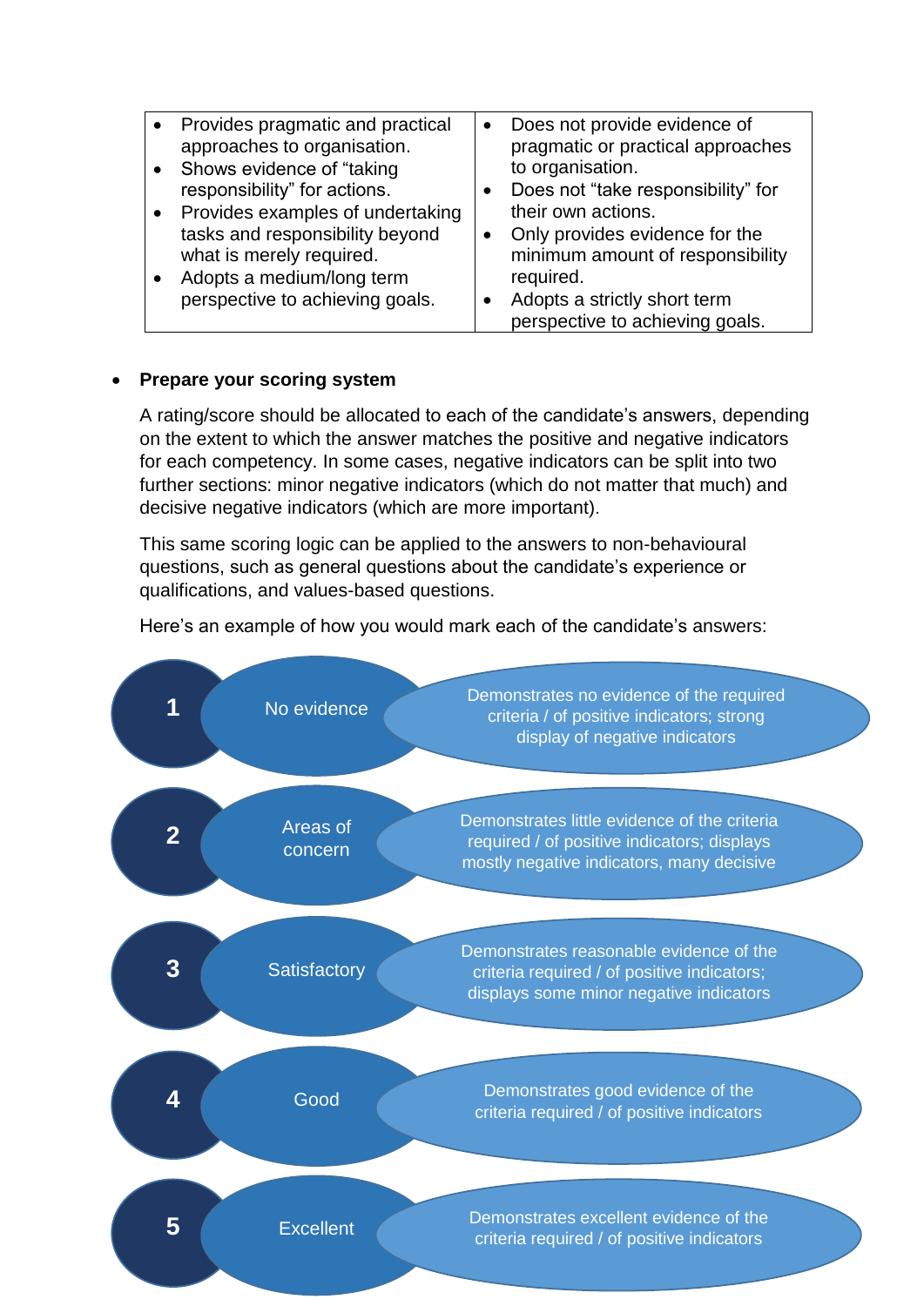| | |
|---|---|
| • Provides pragmatic and practical approaches to organisation.<br>• Shows evidence of "taking responsibility" for actions.<br>• Provides examples of undertaking tasks and responsibility beyond what is merely required.<br>• Adopts a medium/long term perspective to achieving goals. | • Does not provide evidence of pragmatic or practical approaches to organisation.<br>• Does not "take responsibility" for their own actions.<br>• Only provides evidence for the minimum amount of responsibility required.<br>• Adopts a strictly short term perspective to achieving goals. |

- **Prepare your scoring system**

  A rating/score should be allocated to each of the candidate's answers, depending on the extent to which the answer matches the positive and negative indicators for each competency. In some cases, negative indicators can be split into two further sections: minor negative indicators (which do not matter that much) and decisive negative indicators (which are more important).

  This same scoring logic can be applied to the answers to non-behavioural questions, such as general questions about the candidate's experience or qualifications, and values-based questions.

  Here's an example of how you would mark each of the candidate's answers:

| Score | Rating | Description |
|---|---|---|
| 1 | No evidence | Demonstrates no evidence of the required criteria / of positive indicators; strong display of negative indicators |
| 2 | Areas of concern | Demonstrates little evidence of the criteria required / of positive indicators; displays mostly negative indicators, many decisive |
| 3 | Satisfactory | Demonstrates reasonable evidence of the criteria required / of positive indicators; displays some minor negative indicators |
| 4 | Good | Demonstrates good evidence of the criteria required / of positive indicators |
| 5 | Excellent | Demonstrates excellent evidence of the criteria required / of positive indicators |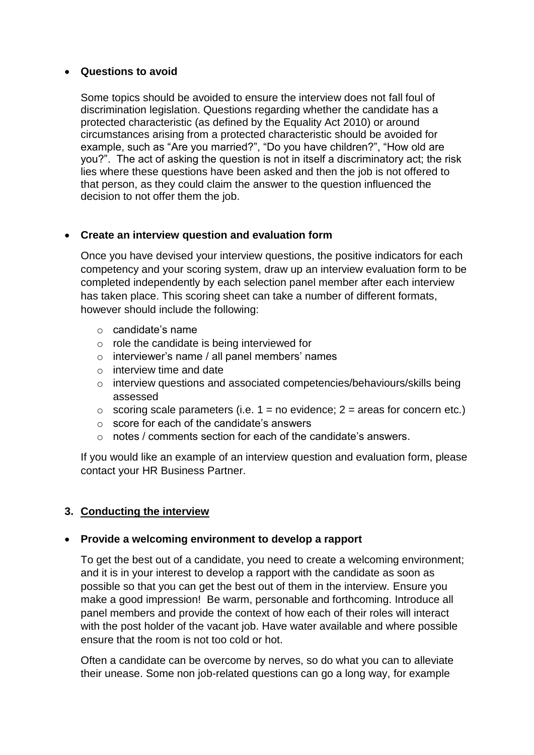- **Questions to avoid**

  Some topics should be avoided to ensure the interview does not fall foul of discrimination legislation. Questions regarding whether the candidate has a protected characteristic (as defined by the Equality Act 2010) or around circumstances arising from a protected characteristic should be avoided for example, such as “Are you married?”, “Do you have children?”, “How old are you?”. The act of asking the question is not in itself a discriminatory act; the risk lies where these questions have been asked and then the job is not offered to that person, as they could claim the answer to the question influenced the decision to not offer them the job.

- **Create an interview question and evaluation form**

  Once you have devised your interview questions, the positive indicators for each competency and your scoring system, draw up an interview evaluation form to be completed independently by each selection panel member after each interview has taken place. This scoring sheet can take a number of different formats, however should include the following:

  - candidate’s name
  - role the candidate is being interviewed for
  - interviewer’s name / all panel members’ names
  - interview time and date
  - interview questions and associated competencies/behaviours/skills being assessed
  - scoring scale parameters (i.e. 1 = no evidence; 2 = areas for concern etc.)
  - score for each of the candidate’s answers
  - notes / comments section for each of the candidate’s answers.

  If you would like an example of an interview question and evaluation form, please contact your HR Business Partner.

## 3. Conducting the interview

- **Provide a welcoming environment to develop a rapport**

  To get the best out of a candidate, you need to create a welcoming environment; and it is in your interest to develop a rapport with the candidate as soon as possible so that you can get the best out of them in the interview. Ensure you make a good impression! Be warm, personable and forthcoming. Introduce all panel members and provide the context of how each of their roles will interact with the post holder of the vacant job. Have water available and where possible ensure that the room is not too cold or hot.

  Often a candidate can be overcome by nerves, so do what you can to alleviate their unease. Some non job-related questions can go a long way, for example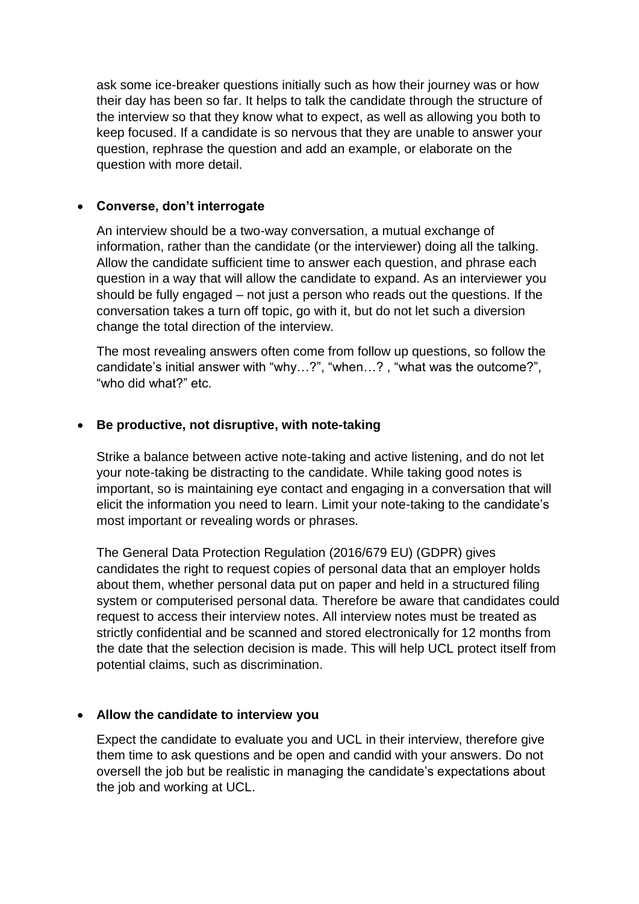ask some ice-breaker questions initially such as how their journey was or how their day has been so far. It helps to talk the candidate through the structure of the interview so that they know what to expect, as well as allowing you both to keep focused. If a candidate is so nervous that they are unable to answer your question, rephrase the question and add an example, or elaborate on the question with more detail.

- **Converse, don't interrogate**

  An interview should be a two-way conversation, a mutual exchange of information, rather than the candidate (or the interviewer) doing all the talking. Allow the candidate sufficient time to answer each question, and phrase each question in a way that will allow the candidate to expand. As an interviewer you should be fully engaged – not just a person who reads out the questions. If the conversation takes a turn off topic, go with it, but do not let such a diversion change the total direction of the interview.

  The most revealing answers often come from follow up questions, so follow the candidate's initial answer with "why…?", "when…? , "what was the outcome?", "who did what?" etc.

- **Be productive, not disruptive, with note-taking**

  Strike a balance between active note-taking and active listening, and do not let your note-taking be distracting to the candidate. While taking good notes is important, so is maintaining eye contact and engaging in a conversation that will elicit the information you need to learn. Limit your note-taking to the candidate's most important or revealing words or phrases.

  The General Data Protection Regulation (2016/679 EU) (GDPR) gives candidates the right to request copies of personal data that an employer holds about them, whether personal data put on paper and held in a structured filing system or computerised personal data. Therefore be aware that candidates could request to access their interview notes. All interview notes must be treated as strictly confidential and be scanned and stored electronically for 12 months from the date that the selection decision is made. This will help UCL protect itself from potential claims, such as discrimination.

- **Allow the candidate to interview you**

  Expect the candidate to evaluate you and UCL in their interview, therefore give them time to ask questions and be open and candid with your answers. Do not oversell the job but be realistic in managing the candidate's expectations about the job and working at UCL.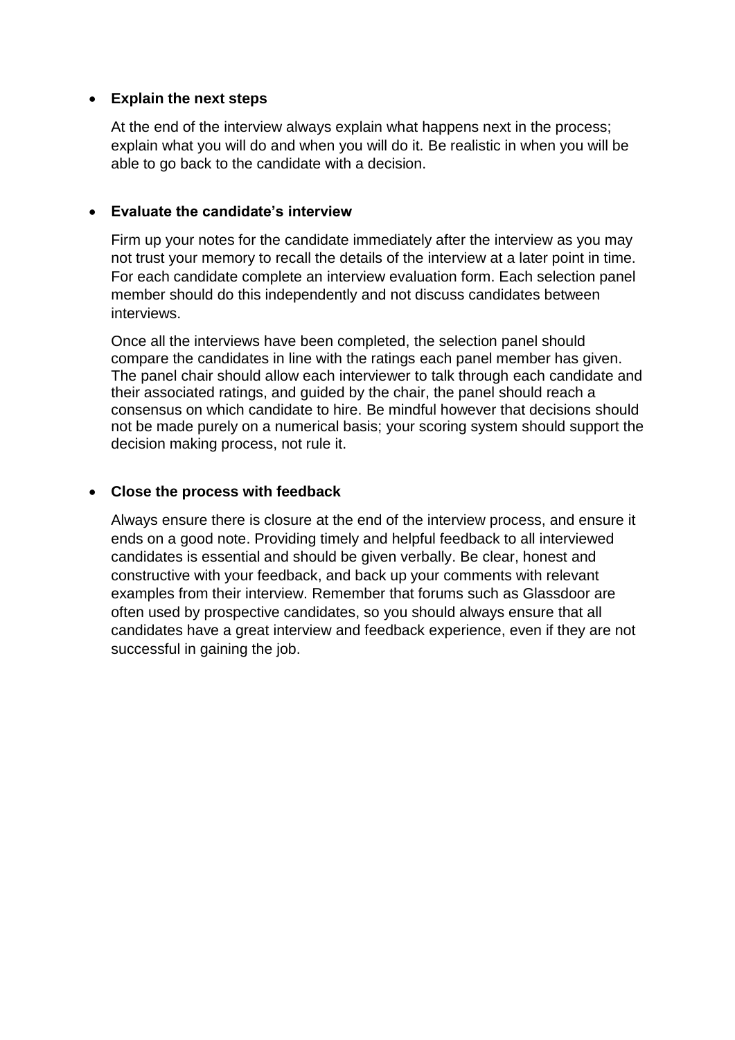- **Explain the next steps**

  At the end of the interview always explain what happens next in the process; explain what you will do and when you will do it. Be realistic in when you will be able to go back to the candidate with a decision.

- **Evaluate the candidate's interview**

  Firm up your notes for the candidate immediately after the interview as you may not trust your memory to recall the details of the interview at a later point in time. For each candidate complete an interview evaluation form. Each selection panel member should do this independently and not discuss candidates between interviews.

  Once all the interviews have been completed, the selection panel should compare the candidates in line with the ratings each panel member has given. The panel chair should allow each interviewer to talk through each candidate and their associated ratings, and guided by the chair, the panel should reach a consensus on which candidate to hire. Be mindful however that decisions should not be made purely on a numerical basis; your scoring system should support the decision making process, not rule it.

- **Close the process with feedback**

  Always ensure there is closure at the end of the interview process, and ensure it ends on a good note. Providing timely and helpful feedback to all interviewed candidates is essential and should be given verbally. Be clear, honest and constructive with your feedback, and back up your comments with relevant examples from their interview. Remember that forums such as Glassdoor are often used by prospective candidates, so you should always ensure that all candidates have a great interview and feedback experience, even if they are not successful in gaining the job.